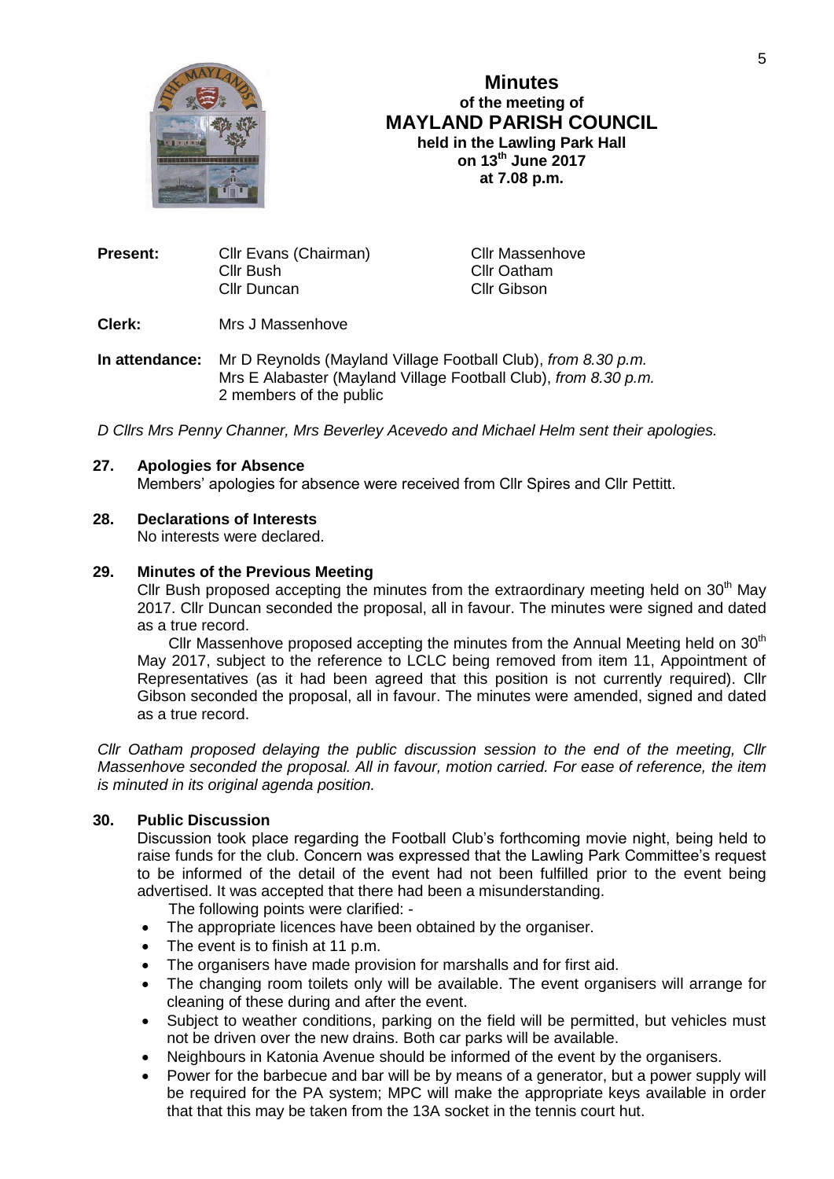# Minutes
**of the meeting of**
## MAYLAND PARISH COUNCIL
**held in the Lawling Park Hall**
**on 13th June 2017**
**at 7.08 p.m.**

**Present:** Cllr Evans (Chairman), Cllr Bush, Cllr Duncan, Cllr Massenhove, Cllr Oatham, Cllr Gibson

**Clerk:** Mrs J Massenhove

**In attendance:** Mr D Reynolds (Mayland Village Football Club), *from 8.30 p.m.*
Mrs E Alabaster (Mayland Village Football Club), *from 8.30 p.m.*
2 members of the public

*D Cllrs Mrs Penny Channer, Mrs Beverley Acevedo and Michael Helm sent their apologies.*

### 27. Apologies for Absence
Members' apologies for absence were received from Cllr Spires and Cllr Pettitt.

### 28. Declarations of Interests
No interests were declared.

### 29. Minutes of the Previous Meeting
Cllr Bush proposed accepting the minutes from the extraordinary meeting held on 30th May 2017. Cllr Duncan seconded the proposal, all in favour. The minutes were signed and dated as a true record.

Cllr Massenhove proposed accepting the minutes from the Annual Meeting held on 30th May 2017, subject to the reference to LCLC being removed from item 11, Appointment of Representatives (as it had been agreed that this position is not currently required). Cllr Gibson seconded the proposal, all in favour. The minutes were amended, signed and dated as a true record.

*Cllr Oatham proposed delaying the public discussion session to the end of the meeting, Cllr Massenhove seconded the proposal. All in favour, motion carried. For ease of reference, the item is minuted in its original agenda position.*

### 30. Public Discussion
Discussion took place regarding the Football Club's forthcoming movie night, being held to raise funds for the club. Concern was expressed that the Lawling Park Committee's request to be informed of the detail of the event had not been fulfilled prior to the event being advertised. It was accepted that there had been a misunderstanding.

The following points were clarified: -

- The appropriate licences have been obtained by the organiser.
- The event is to finish at 11 p.m.
- The organisers have made provision for marshalls and for first aid.
- The changing room toilets only will be available. The event organisers will arrange for cleaning of these during and after the event.
- Subject to weather conditions, parking on the field will be permitted, but vehicles must not be driven over the new drains. Both car parks will be available.
- Neighbours in Katonia Avenue should be informed of the event by the organisers.
- Power for the barbecue and bar will be by means of a generator, but a power supply will be required for the PA system; MPC will make the appropriate keys available in order that that this may be taken from the 13A socket in the tennis court hut.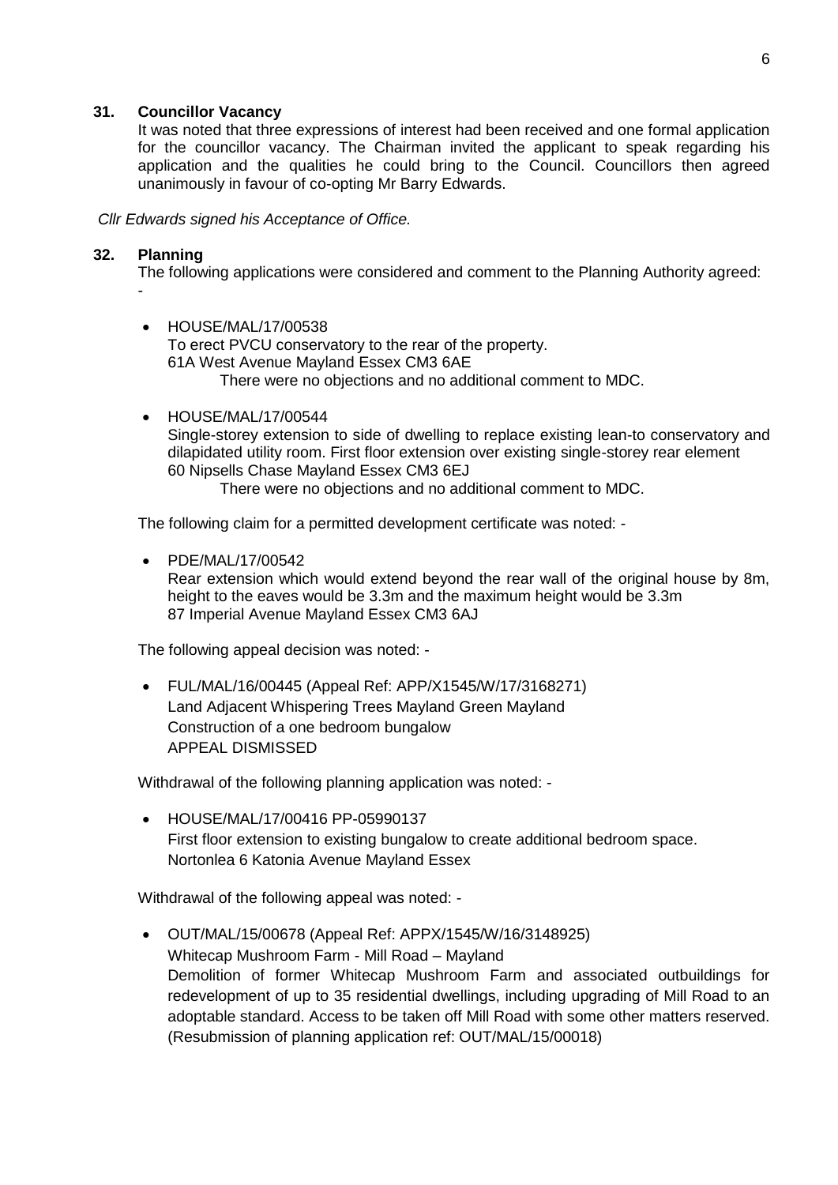## 31. Councillor Vacancy

It was noted that three expressions of interest had been received and one formal application for the councillor vacancy. The Chairman invited the applicant to speak regarding his application and the qualities he could bring to the Council. Councillors then agreed unanimously in favour of co-opting Mr Barry Edwards.

*Cllr Edwards signed his Acceptance of Office.*

## 32. Planning

The following applications were considered and comment to the Planning Authority agreed: -

- HOUSE/MAL/17/00538
  To erect PVCU conservatory to the rear of the property.
  61A West Avenue Mayland Essex CM3 6AE
  There were no objections and no additional comment to MDC.

- HOUSE/MAL/17/00544
  Single-storey extension to side of dwelling to replace existing lean-to conservatory and dilapidated utility room. First floor extension over existing single-storey rear element
  60 Nipsells Chase Mayland Essex CM3 6EJ
  There were no objections and no additional comment to MDC.

The following claim for a permitted development certificate was noted: -

- PDE/MAL/17/00542
  Rear extension which would extend beyond the rear wall of the original house by 8m, height to the eaves would be 3.3m and the maximum height would be 3.3m
  87 Imperial Avenue Mayland Essex CM3 6AJ

The following appeal decision was noted: -

- FUL/MAL/16/00445 (Appeal Ref: APP/X1545/W/17/3168271)
  Land Adjacent Whispering Trees Mayland Green Mayland
  Construction of a one bedroom bungalow
  APPEAL DISMISSED

Withdrawal of the following planning application was noted: -

- HOUSE/MAL/17/00416 PP-05990137
  First floor extension to existing bungalow to create additional bedroom space.
  Nortonlea 6 Katonia Avenue Mayland Essex

Withdrawal of the following appeal was noted: -

- OUT/MAL/15/00678 (Appeal Ref: APPX/1545/W/16/3148925)
  Whitecap Mushroom Farm - Mill Road – Mayland
  Demolition of former Whitecap Mushroom Farm and associated outbuildings for redevelopment of up to 35 residential dwellings, including upgrading of Mill Road to an adoptable standard. Access to be taken off Mill Road with some other matters reserved. (Resubmission of planning application ref: OUT/MAL/15/00018)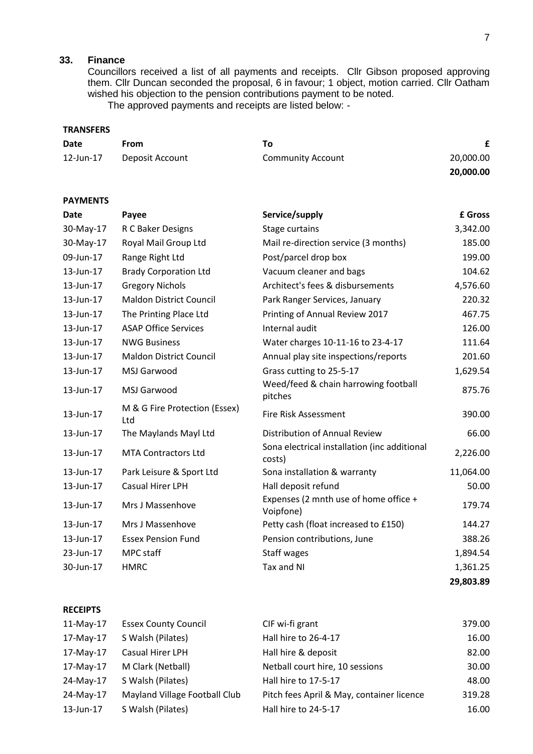## 33. Finance

Councillors received a list of all payments and receipts. Cllr Gibson proposed approving them. Cllr Duncan seconded the proposal, 6 in favour; 1 object, motion carried. Cllr Oatham wished his objection to the pension contributions payment to be noted.

The approved payments and receipts are listed below: -

**TRANSFERS**

| Date | From | To | £ |
|---|---|---|---|
| 12-Jun-17 | Deposit Account | Community Account | 20,000.00 |
| | | | **20,000.00** |

**PAYMENTS**

| Date | Payee | Service/supply | £ Gross |
|---|---|---|---|
| 30-May-17 | R C Baker Designs | Stage curtains | 3,342.00 |
| 30-May-17 | Royal Mail Group Ltd | Mail re-direction service (3 months) | 185.00 |
| 09-Jun-17 | Range Right Ltd | Post/parcel drop box | 199.00 |
| 13-Jun-17 | Brady Corporation Ltd | Vacuum cleaner and bags | 104.62 |
| 13-Jun-17 | Gregory Nichols | Architect's fees & disbursements | 4,576.60 |
| 13-Jun-17 | Maldon District Council | Park Ranger Services, January | 220.32 |
| 13-Jun-17 | The Printing Place Ltd | Printing of Annual Review 2017 | 467.75 |
| 13-Jun-17 | ASAP Office Services | Internal audit | 126.00 |
| 13-Jun-17 | NWG Business | Water charges 10-11-16 to 23-4-17 | 111.64 |
| 13-Jun-17 | Maldon District Council | Annual play site inspections/reports | 201.60 |
| 13-Jun-17 | MSJ Garwood | Grass cutting to 25-5-17 | 1,629.54 |
| 13-Jun-17 | MSJ Garwood | Weed/feed & chain harrowing football pitches | 875.76 |
| 13-Jun-17 | M & G Fire Protection (Essex) Ltd | Fire Risk Assessment | 390.00 |
| 13-Jun-17 | The Maylands Mayl Ltd | Distribution of Annual Review | 66.00 |
| 13-Jun-17 | MTA Contractors Ltd | Sona electrical installation (inc additional costs) | 2,226.00 |
| 13-Jun-17 | Park Leisure & Sport Ltd | Sona installation & warranty | 11,064.00 |
| 13-Jun-17 | Casual Hirer LPH | Hall deposit refund | 50.00 |
| 13-Jun-17 | Mrs J Massenhove | Expenses (2 mnth use of home office + Voipfone) | 179.74 |
| 13-Jun-17 | Mrs J Massenhove | Petty cash (float increased to £150) | 144.27 |
| 13-Jun-17 | Essex Pension Fund | Pension contributions, June | 388.26 |
| 23-Jun-17 | MPC staff | Staff wages | 1,894.54 |
| 30-Jun-17 | HMRC | Tax and NI | 1,361.25 |
| | | | **29,803.89** |

**RECEIPTS**

| Date | Payer | Description | £ |
|---|---|---|---|
| 11-May-17 | Essex County Council | CIF wi-fi grant | 379.00 |
| 17-May-17 | S Walsh (Pilates) | Hall hire to 26-4-17 | 16.00 |
| 17-May-17 | Casual Hirer LPH | Hall hire & deposit | 82.00 |
| 17-May-17 | M Clark (Netball) | Netball court hire, 10 sessions | 30.00 |
| 24-May-17 | S Walsh (Pilates) | Hall hire to 17-5-17 | 48.00 |
| 24-May-17 | Mayland Village Football Club | Pitch fees April & May, container licence | 319.28 |
| 13-Jun-17 | S Walsh (Pilates) | Hall hire to 24-5-17 | 16.00 |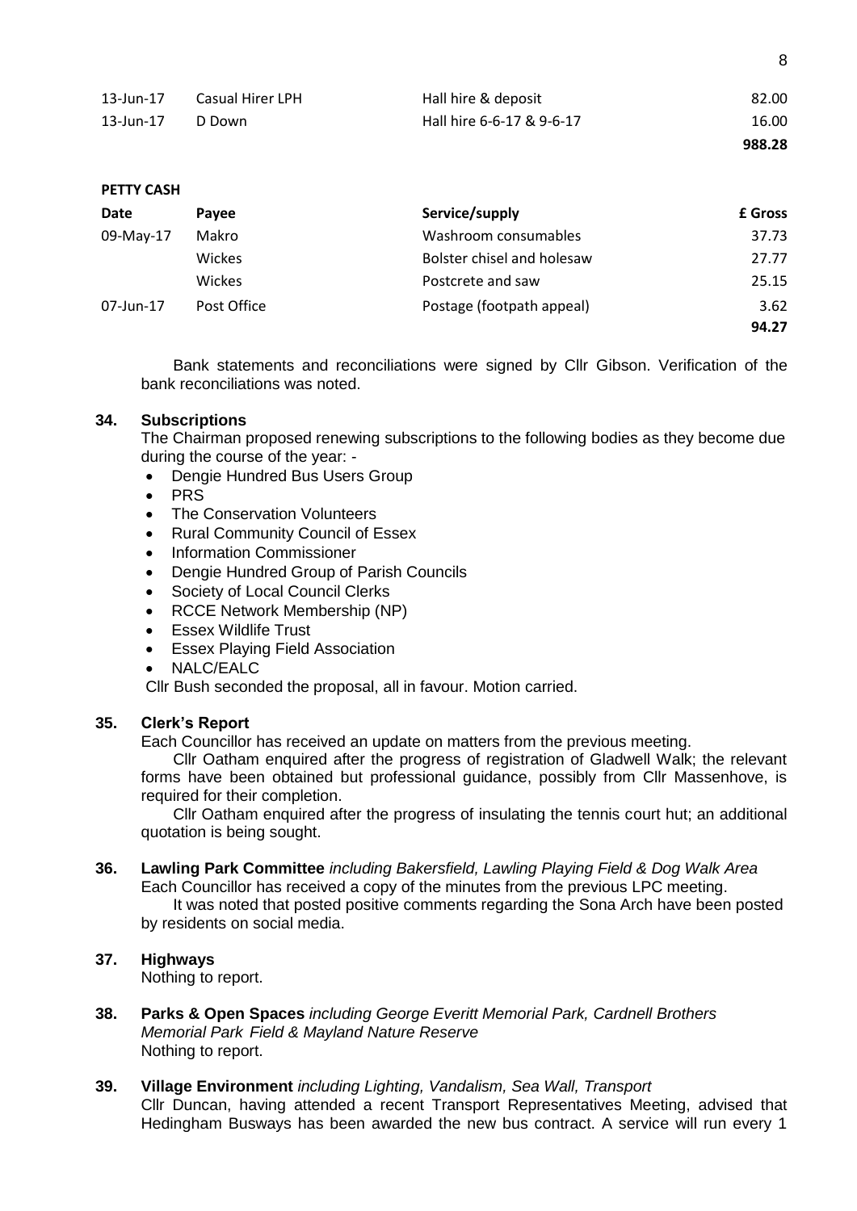| | | | |
|---|---|---|---|
| 13-Jun-17 | Casual Hirer LPH | Hall hire & deposit | 82.00 |
| 13-Jun-17 | D Down | Hall hire 6-6-17 & 9-6-17 | 16.00 |
| | | | **988.28** |

**PETTY CASH**

| Date | Payee | Service/supply | £ Gross |
|---|---|---|---|
| 09-May-17 | Makro | Washroom consumables | 37.73 |
| | Wickes | Bolster chisel and holesaw | 27.77 |
| | Wickes | Postcrete and saw | 25.15 |
| 07-Jun-17 | Post Office | Postage (footpath appeal) | 3.62 |
| | | | **94.27** |

Bank statements and reconciliations were signed by Cllr Gibson. Verification of the bank reconciliations was noted.

**34. Subscriptions**

The Chairman proposed renewing subscriptions to the following bodies as they become due during the course of the year: -

- Dengie Hundred Bus Users Group
- PRS
- The Conservation Volunteers
- Rural Community Council of Essex
- Information Commissioner
- Dengie Hundred Group of Parish Councils
- Society of Local Council Clerks
- RCCE Network Membership (NP)
- Essex Wildlife Trust
- Essex Playing Field Association
- NALC/EALC

Cllr Bush seconded the proposal, all in favour. Motion carried.

**35. Clerk's Report**

Each Councillor has received an update on matters from the previous meeting.

Cllr Oatham enquired after the progress of registration of Gladwell Walk; the relevant forms have been obtained but professional guidance, possibly from Cllr Massenhove, is required for their completion.

Cllr Oatham enquired after the progress of insulating the tennis court hut; an additional quotation is being sought.

**36. Lawling Park Committee** *including Bakersfield, Lawling Playing Field & Dog Walk Area*

Each Councillor has received a copy of the minutes from the previous LPC meeting.

It was noted that posted positive comments regarding the Sona Arch have been posted by residents on social media.

**37. Highways**

Nothing to report.

**38. Parks & Open Spaces** *including George Everitt Memorial Park, Cardnell Brothers Memorial Park Field & Mayland Nature Reserve*

Nothing to report.

**39. Village Environment** *including Lighting, Vandalism, Sea Wall, Transport*

Cllr Duncan, having attended a recent Transport Representatives Meeting, advised that Hedingham Busways has been awarded the new bus contract. A service will run every 1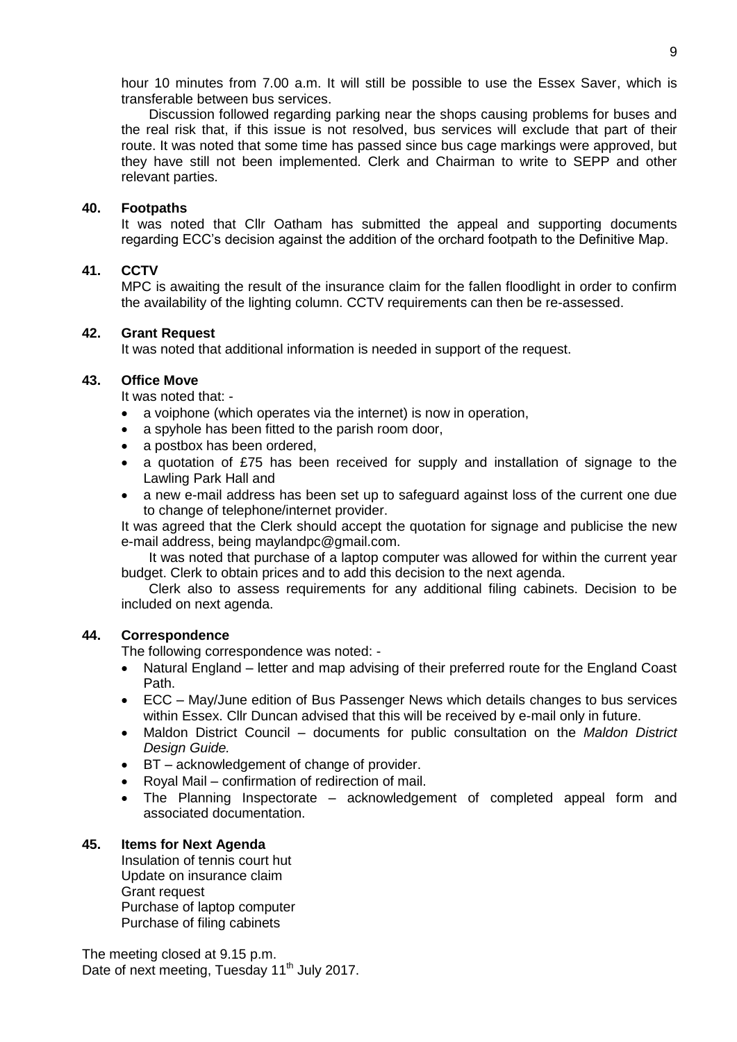hour 10 minutes from 7.00 a.m. It will still be possible to use the Essex Saver, which is transferable between bus services.

Discussion followed regarding parking near the shops causing problems for buses and the real risk that, if this issue is not resolved, bus services will exclude that part of their route. It was noted that some time has passed since bus cage markings were approved, but they have still not been implemented. Clerk and Chairman to write to SEPP and other relevant parties.

**40. Footpaths**

It was noted that Cllr Oatham has submitted the appeal and supporting documents regarding ECC's decision against the addition of the orchard footpath to the Definitive Map.

**41. CCTV**

MPC is awaiting the result of the insurance claim for the fallen floodlight in order to confirm the availability of the lighting column. CCTV requirements can then be re-assessed.

**42. Grant Request**

It was noted that additional information is needed in support of the request.

**43. Office Move**

It was noted that: -

- a voiphone (which operates via the internet) is now in operation,
- a spyhole has been fitted to the parish room door,
- a postbox has been ordered,
- a quotation of £75 has been received for supply and installation of signage to the Lawling Park Hall and
- a new e-mail address has been set up to safeguard against loss of the current one due to change of telephone/internet provider.

It was agreed that the Clerk should accept the quotation for signage and publicise the new e-mail address, being maylandpc@gmail.com.

It was noted that purchase of a laptop computer was allowed for within the current year budget. Clerk to obtain prices and to add this decision to the next agenda.

Clerk also to assess requirements for any additional filing cabinets. Decision to be included on next agenda.

**44. Correspondence**

The following correspondence was noted: -

- Natural England – letter and map advising of their preferred route for the England Coast Path.
- ECC – May/June edition of Bus Passenger News which details changes to bus services within Essex. Cllr Duncan advised that this will be received by e-mail only in future.
- Maldon District Council – documents for public consultation on the *Maldon District Design Guide.*
- BT – acknowledgement of change of provider.
- Royal Mail – confirmation of redirection of mail.
- The Planning Inspectorate – acknowledgement of completed appeal form and associated documentation.

**45. Items for Next Agenda**

Insulation of tennis court hut
Update on insurance claim
Grant request
Purchase of laptop computer
Purchase of filing cabinets

The meeting closed at 9.15 p.m.
Date of next meeting, Tuesday 11th July 2017.